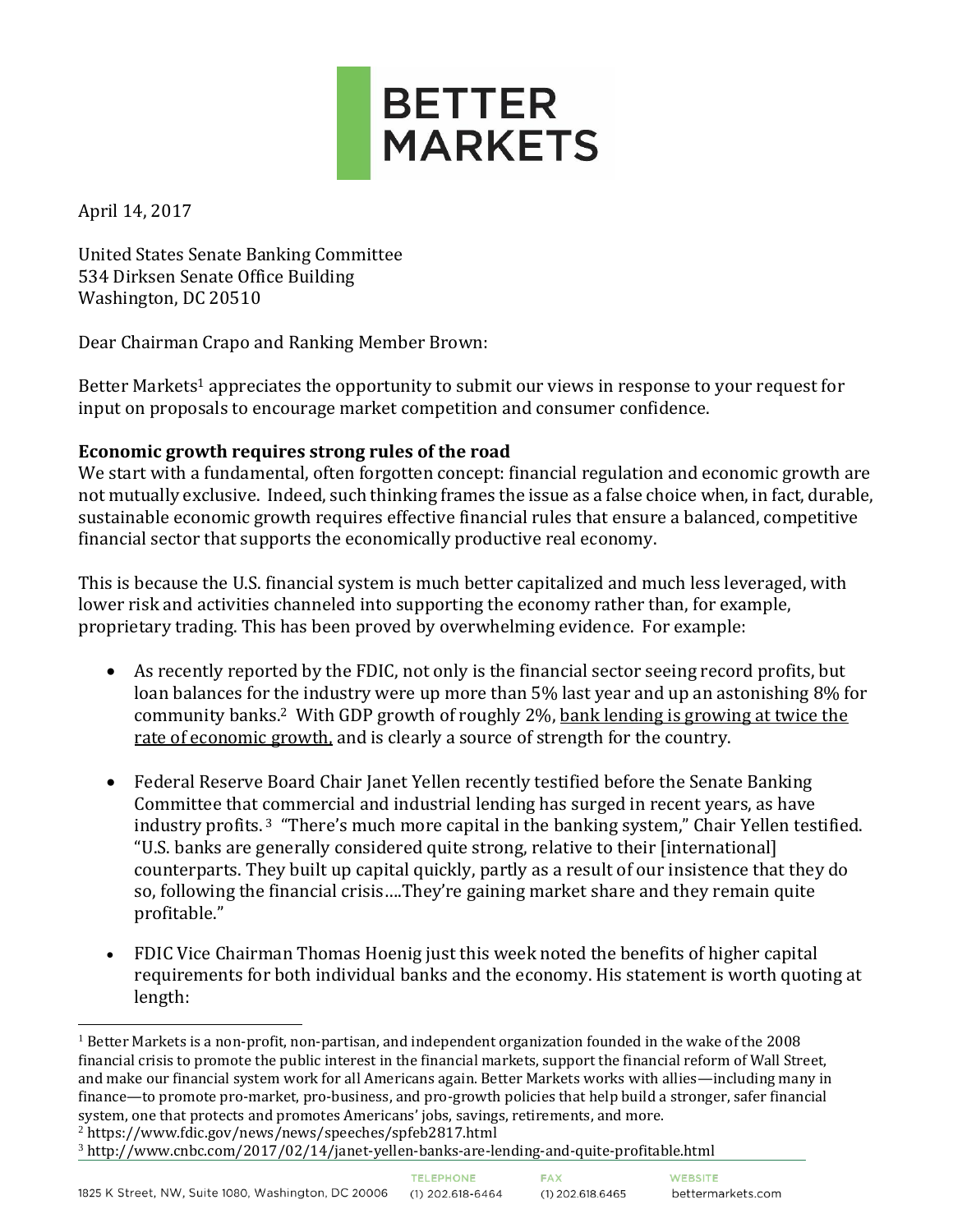April 14, 2017

United States Senate Banking Committee
534 Dirksen Senate Office Building
Washington, DC 20510

Dear Chairman Crapo and Ranking Member Brown:

Better Markets[1] appreciates the opportunity to submit our views in response to your request for input on proposals to encourage market competition and consumer confidence.

**Economic growth requires strong rules of the road**

We start with a fundamental, often forgotten concept: financial regulation and economic growth are not mutually exclusive. Indeed, such thinking frames the issue as a false choice when, in fact, durable, sustainable economic growth requires effective financial rules that ensure a balanced, competitive financial sector that supports the economically productive real economy.

This is because the U.S. financial system is much better capitalized and much less leveraged, with lower risk and activities channeled into supporting the economy rather than, for example, proprietary trading. This has been proved by overwhelming evidence. For example:

- As recently reported by the FDIC, not only is the financial sector seeing record profits, but loan balances for the industry were up more than 5% last year and up an astonishing 8% for community banks.[2] With GDP growth of roughly 2%, bank lending is growing at twice the rate of economic growth, and is clearly a source of strength for the country.

- Federal Reserve Board Chair Janet Yellen recently testified before the Senate Banking Committee that commercial and industrial lending has surged in recent years, as have industry profits.[3] "There's much more capital in the banking system," Chair Yellen testified. "U.S. banks are generally considered quite strong, relative to their [international] counterparts. They built up capital quickly, partly as a result of our insistence that they do so, following the financial crisis….They're gaining market share and they remain quite profitable."

- FDIC Vice Chairman Thomas Hoenig just this week noted the benefits of higher capital requirements for both individual banks and the economy. His statement is worth quoting at length:

---

[1] Better Markets is a non-profit, non-partisan, and independent organization founded in the wake of the 2008 financial crisis to promote the public interest in the financial markets, support the financial reform of Wall Street, and make our financial system work for all Americans again. Better Markets works with allies—including many in finance—to promote pro-market, pro-business, and pro-growth policies that help build a stronger, safer financial system, one that protects and promotes Americans' jobs, savings, retirements, and more.

[2] https://www.fdic.gov/news/news/speeches/spfeb2817.html

[3] http://www.cnbc.com/2017/02/14/janet-yellen-banks-are-lending-and-quite-profitable.html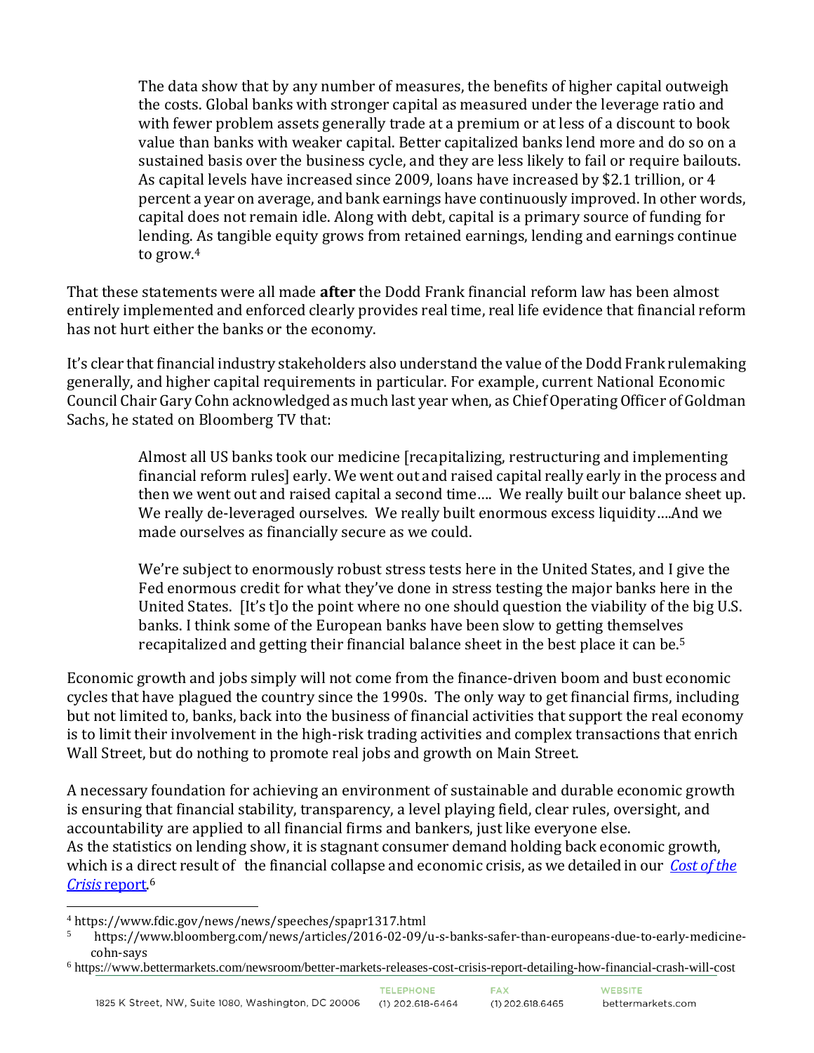> The data show that by any number of measures, the benefits of higher capital outweigh the costs. Global banks with stronger capital as measured under the leverage ratio and with fewer problem assets generally trade at a premium or at less of a discount to book value than banks with weaker capital. Better capitalized banks lend more and do so on a sustained basis over the business cycle, and they are less likely to fail or require bailouts. As capital levels have increased since 2009, loans have increased by $2.1 trillion, or 4 percent a year on average, and bank earnings have continuously improved. In other words, capital does not remain idle. Along with debt, capital is a primary source of funding for lending. As tangible equity grows from retained earnings, lending and earnings continue to grow.[4]

That these statements were all made **after** the Dodd Frank financial reform law has been almost entirely implemented and enforced clearly provides real time, real life evidence that financial reform has not hurt either the banks or the economy.

It's clear that financial industry stakeholders also understand the value of the Dodd Frank rulemaking generally, and higher capital requirements in particular. For example, current National Economic Council Chair Gary Cohn acknowledged as much last year when, as Chief Operating Officer of Goldman Sachs, he stated on Bloomberg TV that:

> Almost all US banks took our medicine [recapitalizing, restructuring and implementing financial reform rules] early. We went out and raised capital really early in the process and then we went out and raised capital a second time…. We really built our balance sheet up. We really de-leveraged ourselves. We really built enormous excess liquidity….And we made ourselves as financially secure as we could.
>
> We're subject to enormously robust stress tests here in the United States, and I give the Fed enormous credit for what they've done in stress testing the major banks here in the United States. [It's t]o the point where no one should question the viability of the big U.S. banks. I think some of the European banks have been slow to getting themselves recapitalized and getting their financial balance sheet in the best place it can be.[5]

Economic growth and jobs simply will not come from the finance-driven boom and bust economic cycles that have plagued the country since the 1990s. The only way to get financial firms, including but not limited to, banks, back into the business of financial activities that support the real economy is to limit their involvement in the high-risk trading activities and complex transactions that enrich Wall Street, but do nothing to promote real jobs and growth on Main Street.

A necessary foundation for achieving an environment of sustainable and durable economic growth is ensuring that financial stability, transparency, a level playing field, clear rules, oversight, and accountability are applied to all financial firms and bankers, just like everyone else.
As the statistics on lending show, it is stagnant consumer demand holding back economic growth, which is a direct result of the financial collapse and economic crisis, as we detailed in our [*Cost of the Crisis* report](https://www.bettermarkets.com/newsroom/better-markets-releases-cost-crisis-report-detailing-how-financial-crash-will-cost).[6]

---

[4] https://www.fdic.gov/news/news/speeches/spapr1317.html

[5] https://www.bloomberg.com/news/articles/2016-02-09/u-s-banks-safer-than-europeans-due-to-early-medicine-cohn-says

[6] https://www.bettermarkets.com/newsroom/better-markets-releases-cost-crisis-report-detailing-how-financial-crash-will-cost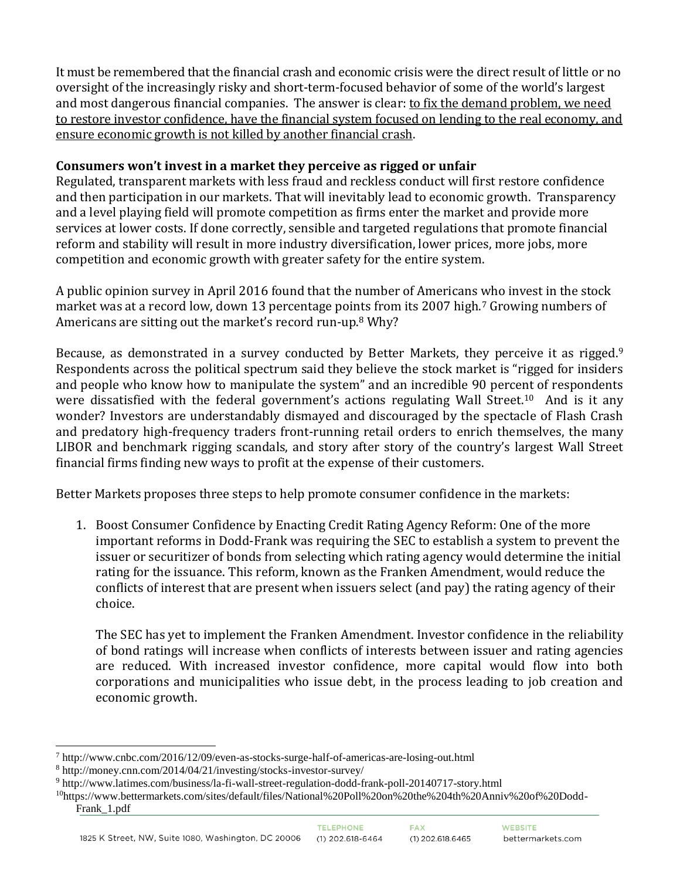It must be remembered that the financial crash and economic crisis were the direct result of little or no oversight of the increasingly risky and short-term-focused behavior of some of the world's largest and most dangerous financial companies. The answer is clear: <u>to fix the demand problem, we need to restore investor confidence, have the financial system focused on lending to the real economy, and ensure economic growth is not killed by another financial crash</u>.

**Consumers won't invest in a market they perceive as rigged or unfair**

Regulated, transparent markets with less fraud and reckless conduct will first restore confidence and then participation in our markets. That will inevitably lead to economic growth. Transparency and a level playing field will promote competition as firms enter the market and provide more services at lower costs. If done correctly, sensible and targeted regulations that promote financial reform and stability will result in more industry diversification, lower prices, more jobs, more competition and economic growth with greater safety for the entire system.

A public opinion survey in April 2016 found that the number of Americans who invest in the stock market was at a record low, down 13 percentage points from its 2007 high.[7] Growing numbers of Americans are sitting out the market's record run-up.[8] Why?

Because, as demonstrated in a survey conducted by Better Markets, they perceive it as rigged.[9] Respondents across the political spectrum said they believe the stock market is "rigged for insiders and people who know how to manipulate the system" and an incredible 90 percent of respondents were dissatisfied with the federal government's actions regulating Wall Street.[10] And is it any wonder? Investors are understandably dismayed and discouraged by the spectacle of Flash Crash and predatory high-frequency traders front-running retail orders to enrich themselves, the many LIBOR and benchmark rigging scandals, and story after story of the country's largest Wall Street financial firms finding new ways to profit at the expense of their customers.

Better Markets proposes three steps to help promote consumer confidence in the markets:

1. Boost Consumer Confidence by Enacting Credit Rating Agency Reform: One of the more important reforms in Dodd-Frank was requiring the SEC to establish a system to prevent the issuer or securitizer of bonds from selecting which rating agency would determine the initial rating for the issuance. This reform, known as the Franken Amendment, would reduce the conflicts of interest that are present when issuers select (and pay) the rating agency of their choice.

   The SEC has yet to implement the Franken Amendment. Investor confidence in the reliability of bond ratings will increase when conflicts of interests between issuer and rating agencies are reduced. With increased investor confidence, more capital would flow into both corporations and municipalities who issue debt, in the process leading to job creation and economic growth.

---

[7] http://www.cnbc.com/2016/12/09/even-as-stocks-surge-half-of-americas-are-losing-out.html

[8] http://money.cnn.com/2014/04/21/investing/stocks-investor-survey/

[9] http://www.latimes.com/business/la-fi-wall-street-regulation-dodd-frank-poll-20140717-story.html

[10] https://www.bettermarkets.com/sites/default/files/National%20Poll%20on%20the%204th%20Anniv%20of%20Dodd-Frank_1.pdf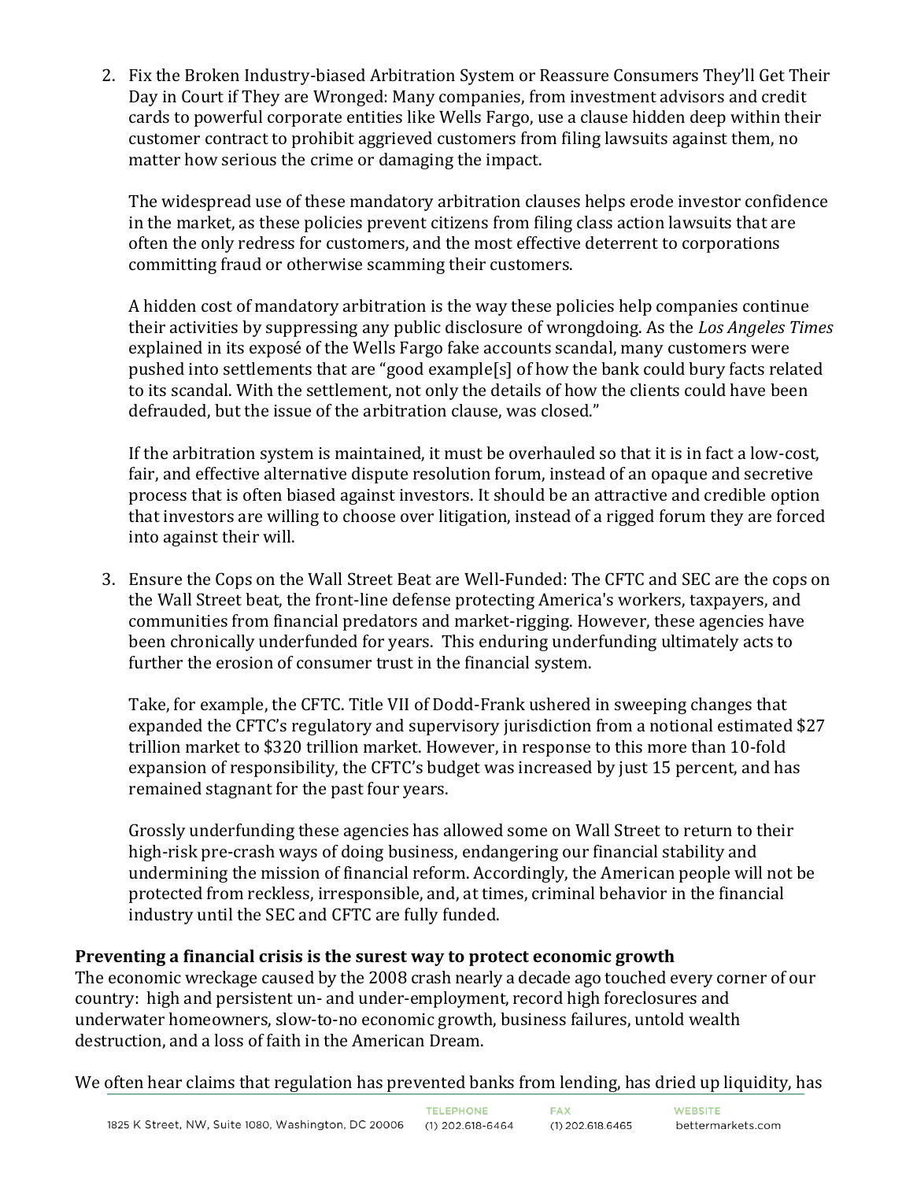2. Fix the Broken Industry-biased Arbitration System or Reassure Consumers They'll Get Their Day in Court if They are Wronged: Many companies, from investment advisors and credit cards to powerful corporate entities like Wells Fargo, use a clause hidden deep within their customer contract to prohibit aggrieved customers from filing lawsuits against them, no matter how serious the crime or damaging the impact.

   The widespread use of these mandatory arbitration clauses helps erode investor confidence in the market, as these policies prevent citizens from filing class action lawsuits that are often the only redress for customers, and the most effective deterrent to corporations committing fraud or otherwise scamming their customers.

   A hidden cost of mandatory arbitration is the way these policies help companies continue their activities by suppressing any public disclosure of wrongdoing. As the *Los Angeles Times* explained in its exposé of the Wells Fargo fake accounts scandal, many customers were pushed into settlements that are "good example[s] of how the bank could bury facts related to its scandal. With the settlement, not only the details of how the clients could have been defrauded, but the issue of the arbitration clause, was closed."

   If the arbitration system is maintained, it must be overhauled so that it is in fact a low-cost, fair, and effective alternative dispute resolution forum, instead of an opaque and secretive process that is often biased against investors. It should be an attractive and credible option that investors are willing to choose over litigation, instead of a rigged forum they are forced into against their will.

3. Ensure the Cops on the Wall Street Beat are Well-Funded: The CFTC and SEC are the cops on the Wall Street beat, the front-line defense protecting America's workers, taxpayers, and communities from financial predators and market-rigging. However, these agencies have been chronically underfunded for years. This enduring underfunding ultimately acts to further the erosion of consumer trust in the financial system.

   Take, for example, the CFTC. Title VII of Dodd-Frank ushered in sweeping changes that expanded the CFTC's regulatory and supervisory jurisdiction from a notional estimated $27 trillion market to $320 trillion market. However, in response to this more than 10-fold expansion of responsibility, the CFTC's budget was increased by just 15 percent, and has remained stagnant for the past four years.

   Grossly underfunding these agencies has allowed some on Wall Street to return to their high-risk pre-crash ways of doing business, endangering our financial stability and undermining the mission of financial reform. Accordingly, the American people will not be protected from reckless, irresponsible, and, at times, criminal behavior in the financial industry until the SEC and CFTC are fully funded.

**Preventing a financial crisis is the surest way to protect economic growth**

The economic wreckage caused by the 2008 crash nearly a decade ago touched every corner of our country: high and persistent un- and under-employment, record high foreclosures and underwater homeowners, slow-to-no economic growth, business failures, untold wealth destruction, and a loss of faith in the American Dream.

We often hear claims that regulation has prevented banks from lending, has dried up liquidity, has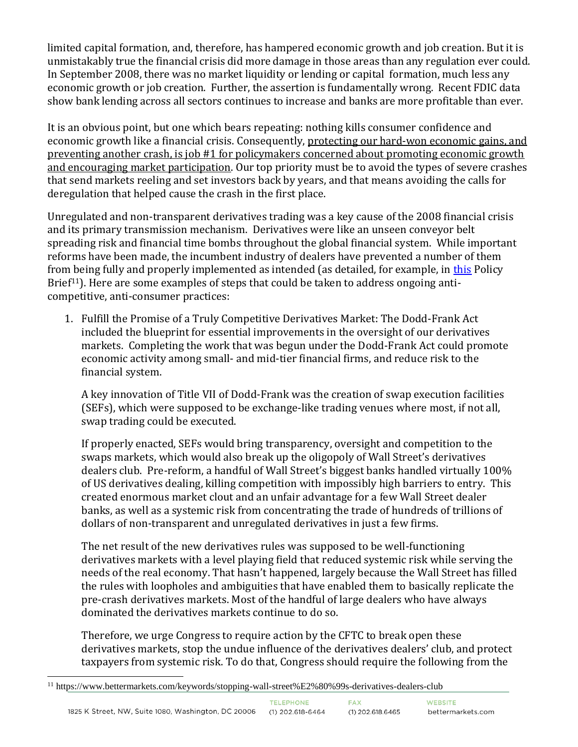limited capital formation, and, therefore, has hampered economic growth and job creation. But it is unmistakably true the financial crisis did more damage in those areas than any regulation ever could. In September 2008, there was no market liquidity or lending or capital formation, much less any economic growth or job creation. Further, the assertion is fundamentally wrong. Recent FDIC data show bank lending across all sectors continues to increase and banks are more profitable than ever.

It is an obvious point, but one which bears repeating: nothing kills consumer confidence and economic growth like a financial crisis. Consequently, <u>protecting our hard-won economic gains, and preventing another crash, is job #1 for policymakers concerned about promoting economic growth and encouraging market participation</u>. Our top priority must be to avoid the types of severe crashes that send markets reeling and set investors back by years, and that means avoiding the calls for deregulation that helped cause the crash in the first place.

Unregulated and non-transparent derivatives trading was a key cause of the 2008 financial crisis and its primary transmission mechanism. Derivatives were like an unseen conveyor belt spreading risk and financial time bombs throughout the global financial system. While important reforms have been made, the incumbent industry of dealers have prevented a number of them from being fully and properly implemented as intended (as detailed, for example, in [this](https://www.bettermarkets.com/keywords/stopping-wall-street%E2%80%99s-derivatives-dealers-club) Policy Brief[11]). Here are some examples of steps that could be taken to address ongoing anti-competitive, anti-consumer practices:

1. Fulfill the Promise of a Truly Competitive Derivatives Market: The Dodd-Frank Act included the blueprint for essential improvements in the oversight of our derivatives markets. Completing the work that was begun under the Dodd-Frank Act could promote economic activity among small- and mid-tier financial firms, and reduce risk to the financial system.

   A key innovation of Title VII of Dodd-Frank was the creation of swap execution facilities (SEFs), which were supposed to be exchange-like trading venues where most, if not all, swap trading could be executed.

   If properly enacted, SEFs would bring transparency, oversight and competition to the swaps markets, which would also break up the oligopoly of Wall Street's derivatives dealers club. Pre-reform, a handful of Wall Street's biggest banks handled virtually 100% of US derivatives dealing, killing competition with impossibly high barriers to entry. This created enormous market clout and an unfair advantage for a few Wall Street dealer banks, as well as a systemic risk from concentrating the trade of hundreds of trillions of dollars of non-transparent and unregulated derivatives in just a few firms.

   The net result of the new derivatives rules was supposed to be well-functioning derivatives markets with a level playing field that reduced systemic risk while serving the needs of the real economy. That hasn't happened, largely because the Wall Street has filled the rules with loopholes and ambiguities that have enabled them to basically replicate the pre-crash derivatives markets. Most of the handful of large dealers who have always dominated the derivatives markets continue to do so.

   Therefore, we urge Congress to require action by the CFTC to break open these derivatives markets, stop the undue influence of the derivatives dealers' club, and protect taxpayers from systemic risk. To do that, Congress should require the following from the

[11] https://www.bettermarkets.com/keywords/stopping-wall-street%E2%80%99s-derivatives-dealers-club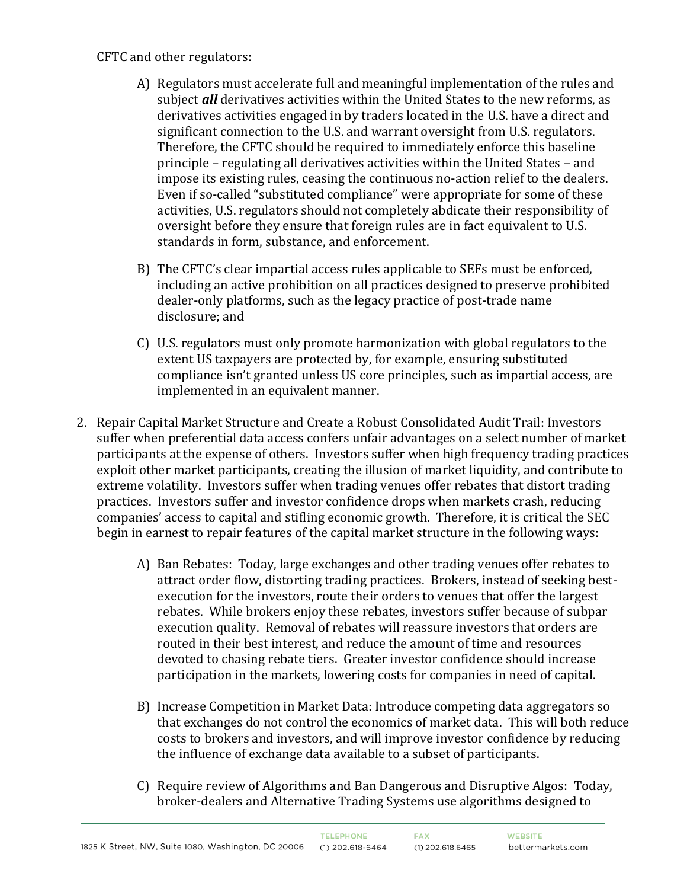CFTC and other regulators:

- A) Regulators must accelerate full and meaningful implementation of the rules and subject ***all*** derivatives activities within the United States to the new reforms, as derivatives activities engaged in by traders located in the U.S. have a direct and significant connection to the U.S. and warrant oversight from U.S. regulators. Therefore, the CFTC should be required to immediately enforce this baseline principle – regulating all derivatives activities within the United States – and impose its existing rules, ceasing the continuous no-action relief to the dealers. Even if so-called "substituted compliance" were appropriate for some of these activities, U.S. regulators should not completely abdicate their responsibility of oversight before they ensure that foreign rules are in fact equivalent to U.S. standards in form, substance, and enforcement.

- B) The CFTC's clear impartial access rules applicable to SEFs must be enforced, including an active prohibition on all practices designed to preserve prohibited dealer-only platforms, such as the legacy practice of post-trade name disclosure; and

- C) U.S. regulators must only promote harmonization with global regulators to the extent US taxpayers are protected by, for example, ensuring substituted compliance isn't granted unless US core principles, such as impartial access, are implemented in an equivalent manner.

2. Repair Capital Market Structure and Create a Robust Consolidated Audit Trail: Investors suffer when preferential data access confers unfair advantages on a select number of market participants at the expense of others. Investors suffer when high frequency trading practices exploit other market participants, creating the illusion of market liquidity, and contribute to extreme volatility. Investors suffer when trading venues offer rebates that distort trading practices. Investors suffer and investor confidence drops when markets crash, reducing companies' access to capital and stifling economic growth. Therefore, it is critical the SEC begin in earnest to repair features of the capital market structure in the following ways:

   - A) Ban Rebates: Today, large exchanges and other trading venues offer rebates to attract order flow, distorting trading practices. Brokers, instead of seeking best-execution for the investors, route their orders to venues that offer the largest rebates. While brokers enjoy these rebates, investors suffer because of subpar execution quality. Removal of rebates will reassure investors that orders are routed in their best interest, and reduce the amount of time and resources devoted to chasing rebate tiers. Greater investor confidence should increase participation in the markets, lowering costs for companies in need of capital.

   - B) Increase Competition in Market Data: Introduce competing data aggregators so that exchanges do not control the economics of market data. This will both reduce costs to brokers and investors, and will improve investor confidence by reducing the influence of exchange data available to a subset of participants.

   - C) Require review of Algorithms and Ban Dangerous and Disruptive Algos: Today, broker-dealers and Alternative Trading Systems use algorithms designed to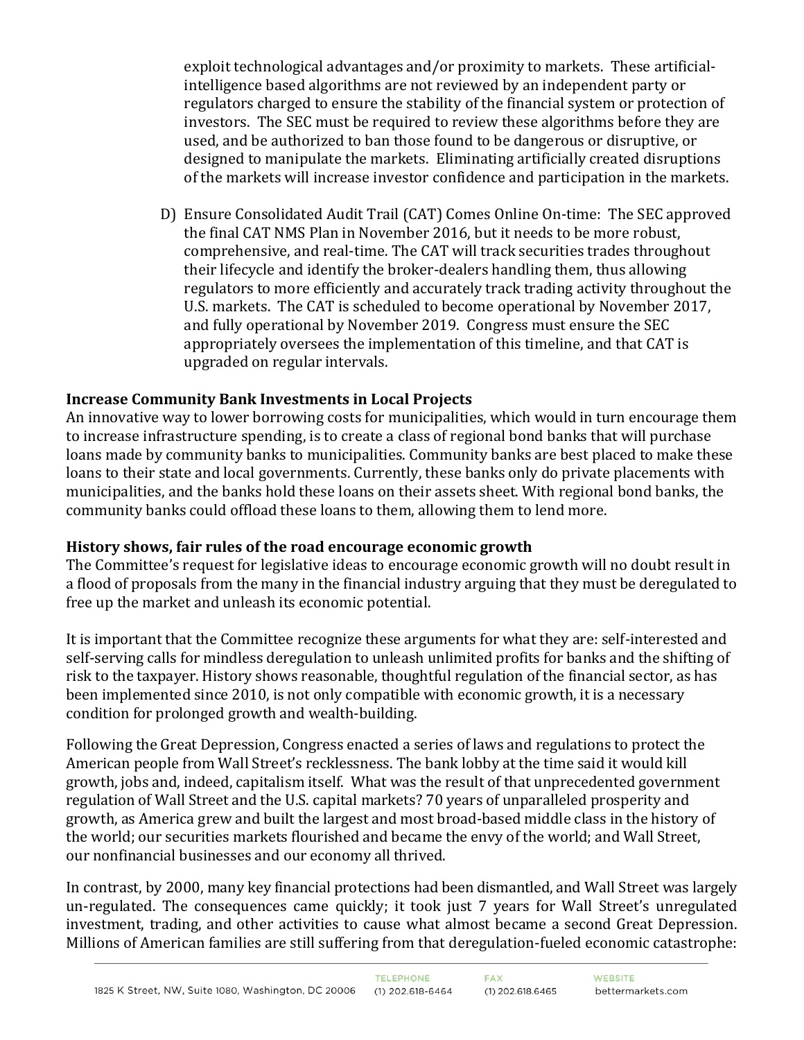exploit technological advantages and/or proximity to markets. These artificial-intelligence based algorithms are not reviewed by an independent party or regulators charged to ensure the stability of the financial system or protection of investors. The SEC must be required to review these algorithms before they are used, and be authorized to ban those found to be dangerous or disruptive, or designed to manipulate the markets. Eliminating artificially created disruptions of the markets will increase investor confidence and participation in the markets.

D) Ensure Consolidated Audit Trail (CAT) Comes Online On-time: The SEC approved the final CAT NMS Plan in November 2016, but it needs to be more robust, comprehensive, and real-time. The CAT will track securities trades throughout their lifecycle and identify the broker-dealers handling them, thus allowing regulators to more efficiently and accurately track trading activity throughout the U.S. markets. The CAT is scheduled to become operational by November 2017, and fully operational by November 2019. Congress must ensure the SEC appropriately oversees the implementation of this timeline, and that CAT is upgraded on regular intervals.

**Increase Community Bank Investments in Local Projects**

An innovative way to lower borrowing costs for municipalities, which would in turn encourage them to increase infrastructure spending, is to create a class of regional bond banks that will purchase loans made by community banks to municipalities. Community banks are best placed to make these loans to their state and local governments. Currently, these banks only do private placements with municipalities, and the banks hold these loans on their assets sheet. With regional bond banks, the community banks could offload these loans to them, allowing them to lend more.

**History shows, fair rules of the road encourage economic growth**

The Committee's request for legislative ideas to encourage economic growth will no doubt result in a flood of proposals from the many in the financial industry arguing that they must be deregulated to free up the market and unleash its economic potential.

It is important that the Committee recognize these arguments for what they are: self-interested and self-serving calls for mindless deregulation to unleash unlimited profits for banks and the shifting of risk to the taxpayer. History shows reasonable, thoughtful regulation of the financial sector, as has been implemented since 2010, is not only compatible with economic growth, it is a necessary condition for prolonged growth and wealth-building.

Following the Great Depression, Congress enacted a series of laws and regulations to protect the American people from Wall Street's recklessness. The bank lobby at the time said it would kill growth, jobs and, indeed, capitalism itself. What was the result of that unprecedented government regulation of Wall Street and the U.S. capital markets? 70 years of unparalleled prosperity and growth, as America grew and built the largest and most broad-based middle class in the history of the world; our securities markets flourished and became the envy of the world; and Wall Street, our nonfinancial businesses and our economy all thrived.

In contrast, by 2000, many key financial protections had been dismantled, and Wall Street was largely un-regulated. The consequences came quickly; it took just 7 years for Wall Street's unregulated investment, trading, and other activities to cause what almost became a second Great Depression. Millions of American families are still suffering from that deregulation-fueled economic catastrophe: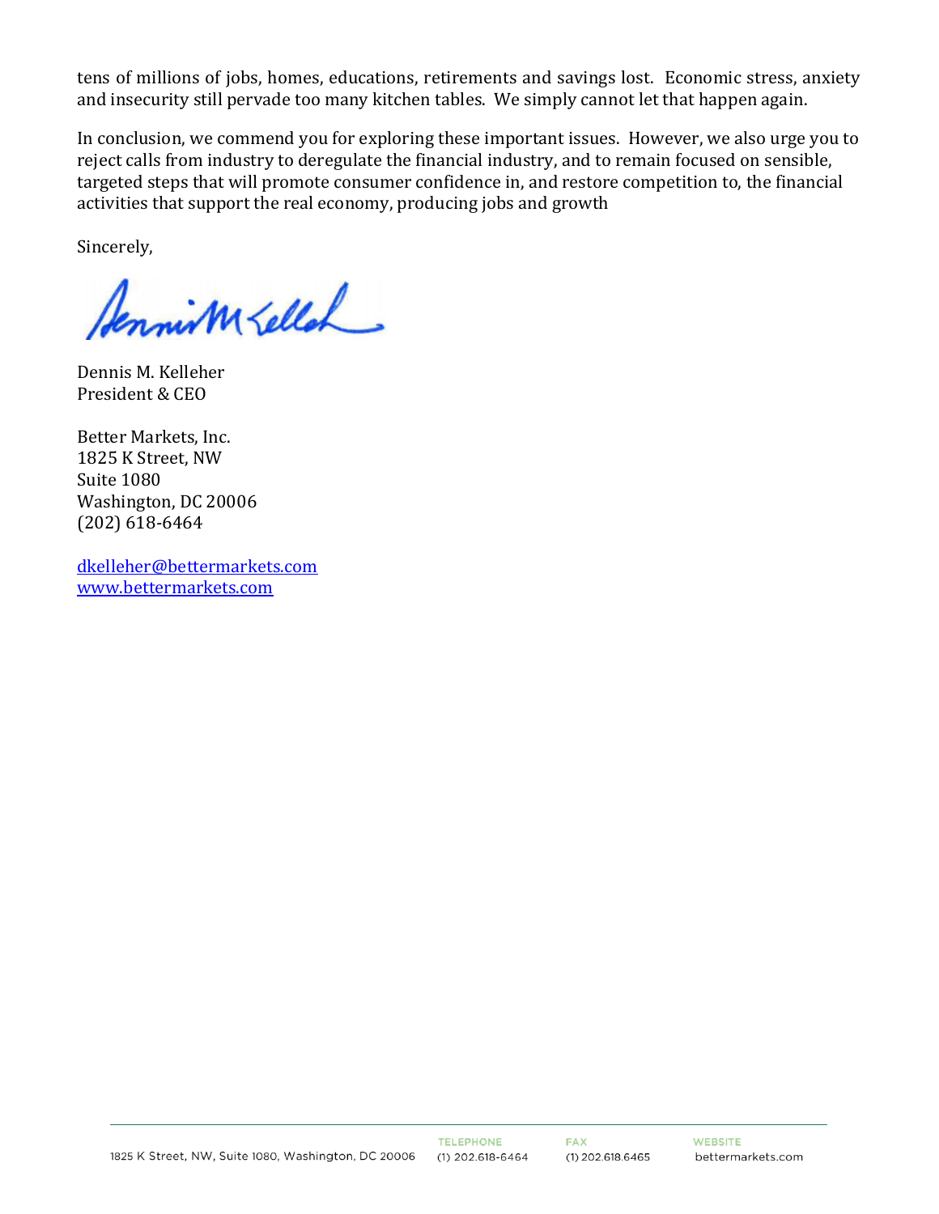tens of millions of jobs, homes, educations, retirements and savings lost. Economic stress, anxiety and insecurity still pervade too many kitchen tables. We simply cannot let that happen again.

In conclusion, we commend you for exploring these important issues. However, we also urge you to reject calls from industry to deregulate the financial industry, and to remain focused on sensible, targeted steps that will promote consumer confidence in, and restore competition to, the financial activities that support the real economy, producing jobs and growth

Sincerely,

Dennis M. Kelleher
President & CEO

Better Markets, Inc.
1825 K Street, NW
Suite 1080
Washington, DC 20006
(202) 618-6464

dkelleher@bettermarkets.com
www.bettermarkets.com